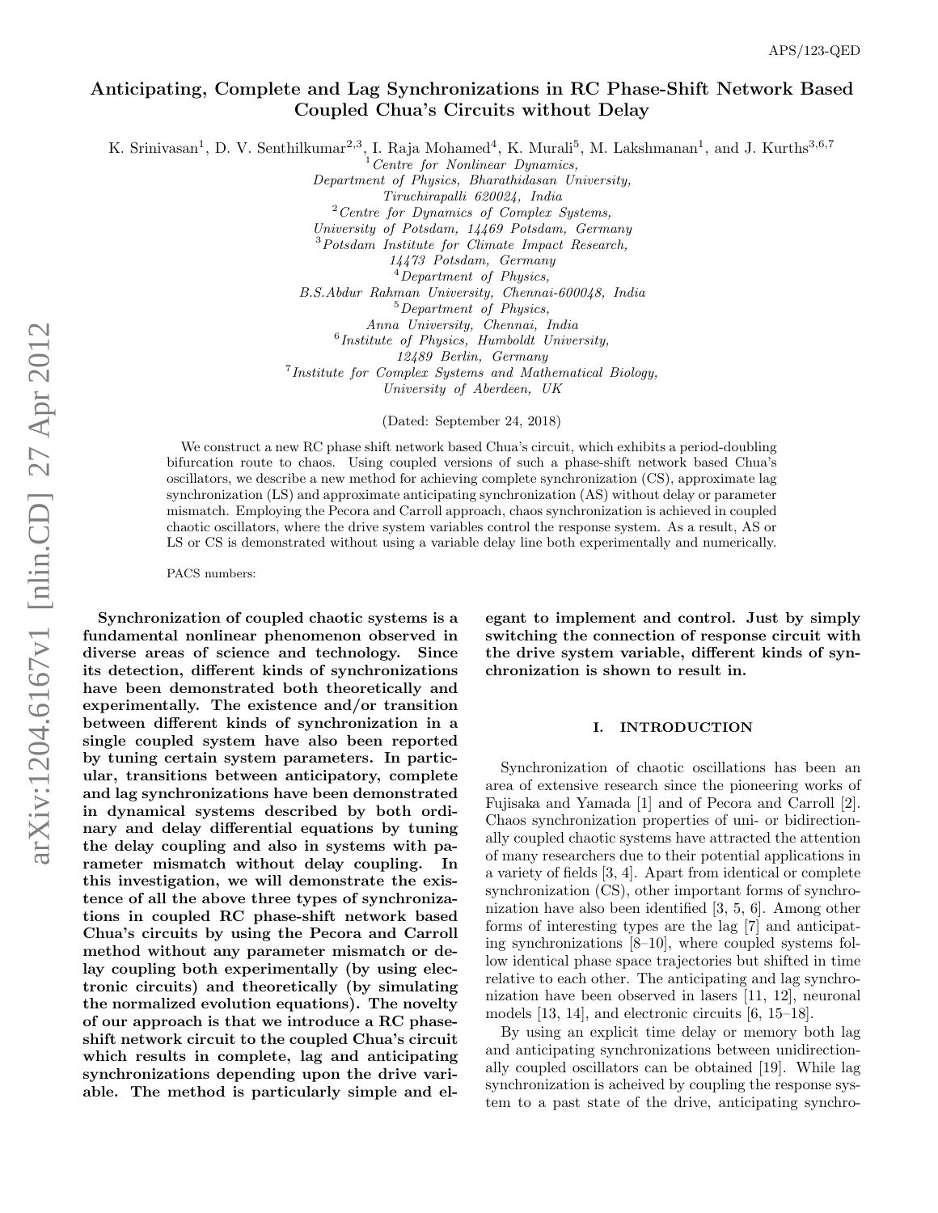# Anticipating, Complete and Lag Synchronizations in RC Phase-Shift Network Based Coupled Chua's Circuits without Delay

K. Srinivasan[1], D. V. Senthilkumar[2,3], I. Raja Mohamed[4], K. Murali[5], M. Lakshmanan[1], and J. Kurths[3,6,7]

[1] *Centre for Nonlinear Dynamics, Department of Physics, Bharathidasan University, Tiruchirapalli 620024, India*
[2] *Centre for Dynamics of Complex Systems, University of Potsdam, 14469 Potsdam, Germany*
[3] *Potsdam Institute for Climate Impact Research, 14473 Potsdam, Germany*
[4] *Department of Physics, B.S.Abdur Rahman University, Chennai-600048, India*
[5] *Department of Physics, Anna University, Chennai, India*
[6] *Institute of Physics, Humboldt University, 12489 Berlin, Germany*
[7] *Institute for Complex Systems and Mathematical Biology, University of Aberdeen, UK*

(Dated: September 24, 2018)

We construct a new RC phase shift network based Chua's circuit, which exhibits a period-doubling bifurcation route to chaos. Using coupled versions of such a phase-shift network based Chua's oscillators, we describe a new method for achieving complete synchronization (CS), approximate lag synchronization (LS) and approximate anticipating synchronization (AS) without delay or parameter mismatch. Employing the Pecora and Carroll approach, chaos synchronization is achieved in coupled chaotic oscillators, where the drive system variables control the response system. As a result, AS or LS or CS is demonstrated without using a variable delay line both experimentally and numerically.

PACS numbers:

**Synchronization of coupled chaotic systems is a fundamental nonlinear phenomenon observed in diverse areas of science and technology. Since its detection, different kinds of synchronizations have been demonstrated both theoretically and experimentally. The existence and/or transition between different kinds of synchronization in a single coupled system have also been reported by tuning certain system parameters. In particular, transitions between anticipatory, complete and lag synchronizations have been demonstrated in dynamical systems described by both ordinary and delay differential equations by tuning the delay coupling and also in systems with parameter mismatch without delay coupling. In this investigation, we will demonstrate the existence of all the above three types of synchronizations in coupled RC phase-shift network based Chua's circuits by using the Pecora and Carroll method without any parameter mismatch or delay coupling both experimentally (by using electronic circuits) and theoretically (by simulating the normalized evolution equations). The novelty of our approach is that we introduce a RC phase-shift network circuit to the coupled Chua's circuit which results in complete, lag and anticipating synchronizations depending upon the drive variable. The method is particularly simple and elegant to implement and control. Just by simply switching the connection of response circuit with the drive system variable, different kinds of synchronization is shown to result in.**

## I. INTRODUCTION

Synchronization of chaotic oscillations has been an area of extensive research since the pioneering works of Fujisaka and Yamada [1] and of Pecora and Carroll [2]. Chaos synchronization properties of uni- or bidirectionally coupled chaotic systems have attracted the attention of many researchers due to their potential applications in a variety of fields [3, 4]. Apart from identical or complete synchronization (CS), other important forms of synchronization have also been identified [3, 5, 6]. Among other forms of interesting types are the lag [7] and anticipating synchronizations [8–10], where coupled systems follow identical phase space trajectories but shifted in time relative to each other. The anticipating and lag synchronization have been observed in lasers [11, 12], neuronal models [13, 14], and electronic circuits [6, 15–18].

By using an explicit time delay or memory both lag and anticipating synchronizations between unidirectionally coupled oscillators can be obtained [19]. While lag synchronization is acheived by coupling the response system to a past state of the drive, anticipating synchro-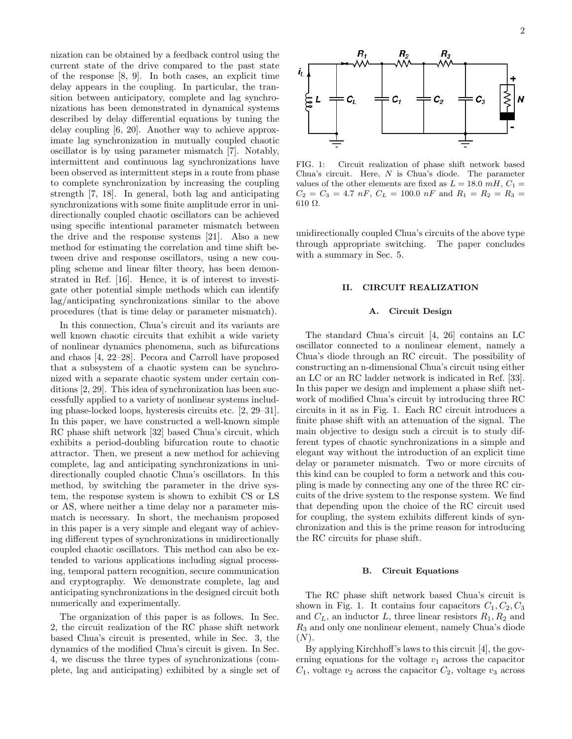nization can be obtained by a feedback control using the current state of the drive compared to the past state of the response [8, 9]. In both cases, an explicit time delay appears in the coupling. In particular, the transition between anticipatory, complete and lag synchronizations has been demonstrated in dynamical systems described by delay differential equations by tuning the delay coupling [6, 20]. Another way to achieve approximate lag synchronization in mutually coupled chaotic oscillator is by using parameter mismatch [7]. Notably, intermittent and continuous lag synchronizations have been observed as intermittent steps in a route from phase to complete synchronization by increasing the coupling strength [7, 18]. In general, both lag and anticipating synchronizations with some finite amplitude error in unidirectionally coupled chaotic oscillators can be achieved using specific intentional parameter mismatch between the drive and the response systems [21]. Also a new method for estimating the correlation and time shift between drive and response oscillators, using a new coupling scheme and linear filter theory, has been demonstrated in Ref. [16]. Hence, it is of interest to investigate other potential simple methods which can identify lag/anticipating synchronizations similar to the above procedures (that is time delay or parameter mismatch).

In this connection, Chua's circuit and its variants are well known chaotic circuits that exhibit a wide variety of nonlinear dynamics phenomena, such as bifurcations and chaos [4, 22–28]. Pecora and Carroll have proposed that a subsystem of a chaotic system can be synchronized with a separate chaotic system under certain conditions [2, 29]. This idea of synchronization has been successfully applied to a variety of nonlinear systems including phase-locked loops, hysteresis circuits etc. [2, 29–31]. In this paper, we have constructed a well-known simple RC phase shift network [32] based Chua's circuit, which exhibits a period-doubling bifurcation route to chaotic attractor. Then, we present a new method for achieving complete, lag and anticipating synchronizations in unidirectionally coupled chaotic Chua's oscillators. In this method, by switching the parameter in the drive system, the response system is shown to exhibit CS or LS or AS, where neither a time delay nor a parameter mismatch is necessary. In short, the mechanism proposed in this paper is a very simple and elegant way of achieving different types of synchronizations in unidirectionally coupled chaotic oscillators. This method can also be extended to various applications including signal processing, temporal pattern recognition, secure communication and cryptography. We demonstrate complete, lag and anticipating synchronizations in the designed circuit both numerically and experimentally.

The organization of this paper is as follows. In Sec. 2, the circuit realization of the RC phase shift network based Chua's circuit is presented, while in Sec. 3, the dynamics of the modified Chua's circuit is given. In Sec. 4, we discuss the three types of synchronizations (complete, lag and anticipating) exhibited by a single set of unidirectionally coupled Chua's circuits of the above type through appropriate switching. The paper concludes with a summary in Sec. 5.

FIG. 1: Circuit realization of phase shift network based Chua's circuit. Here, $N$ is Chua's diode. The parameter values of the other elements are fixed as $L = 18.0\ mH$, $C_1 = C_2 = C_3 = 4.7\ nF$, $C_L = 100.0\ nF$ and $R_1 = R_2 = R_3 = 610\ \Omega$.

## II. CIRCUIT REALIZATION

### A. Circuit Design

The standard Chua's circuit [4, 26] contains an LC oscillator connected to a nonlinear element, namely a Chua's diode through an RC circuit. The possibility of constructing an n-dimensional Chua's circuit using either an LC or an RC ladder network is indicated in Ref. [33]. In this paper we design and implement a phase shift network of modified Chua's circuit by introducing three RC circuits in it as in Fig. 1. Each RC circuit introduces a finite phase shift with an attenuation of the signal. The main objective to design such a circuit is to study different types of chaotic synchronizations in a simple and elegant way without the introduction of an explicit time delay or parameter mismatch. Two or more circuits of this kind can be coupled to form a network and this coupling is made by connecting any one of the three RC circuits of the drive system to the response system. We find that depending upon the choice of the RC circuit used for coupling, the system exhibits different kinds of synchronization and this is the prime reason for introducing the RC circuits for phase shift.

### B. Circuit Equations

The RC phase shift network based Chua's circuit is shown in Fig. 1. It contains four capacitors $C_1, C_2, C_3$ and $C_L$, an inductor $L$, three linear resistors $R_1, R_2$ and $R_3$ and only one nonlinear element, namely Chua's diode ($N$).

By applying Kirchhoff's laws to this circuit [4], the governing equations for the voltage $v_1$ across the capacitor $C_1$, voltage $v_2$ across the capacitor $C_2$, voltage $v_3$ across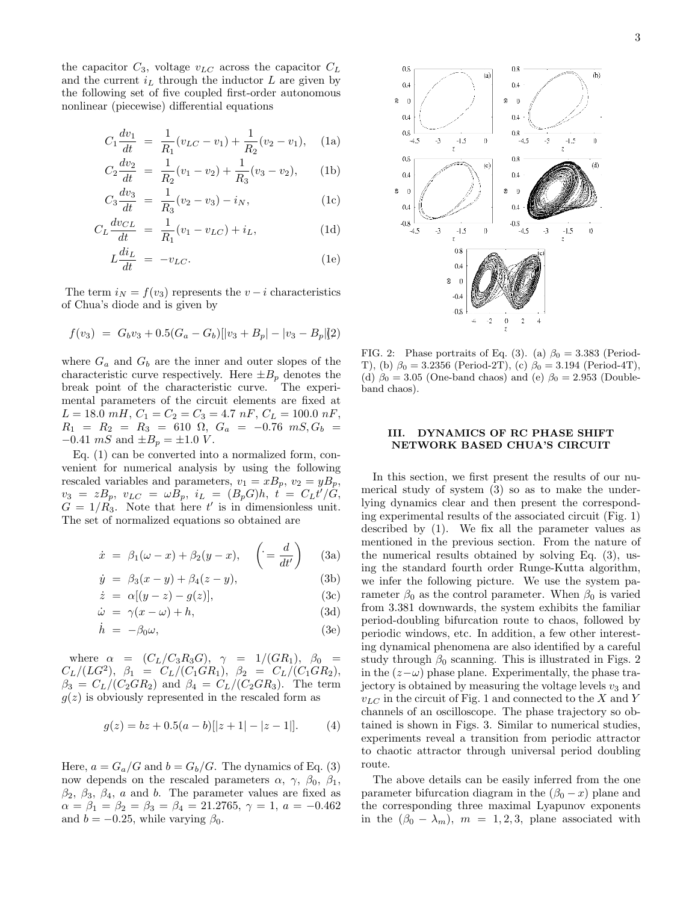the capacitor $C_3$, voltage $v_{LC}$ across the capacitor $C_L$ and the current $i_L$ through the inductor $L$ are given by the following set of five coupled first-order autonomous nonlinear (piecewise) differential equations

$$C_1\frac{dv_1}{dt} = \frac{1}{R_1}(v_{LC}-v_1)+\frac{1}{R_2}(v_2-v_1), \quad (1a)$$

$$C_2\frac{dv_2}{dt} = \frac{1}{R_2}(v_1-v_2)+\frac{1}{R_3}(v_3-v_2), \quad (1b)$$

$$C_3\frac{dv_3}{dt} = \frac{1}{R_3}(v_2-v_3)-i_N, \quad (1c)$$

$$C_L\frac{dv_{CL}}{dt} = \frac{1}{R_1}(v_1-v_{LC})+i_L, \quad (1d)$$

$$L\frac{di_L}{dt} = -v_{LC}. \quad (1e)$$

The term $i_N = f(v_3)$ represents the $v-i$ characteristics of Chua's diode and is given by

$$f(v_3) = G_b v_3 + 0.5(G_a-G_b)[|v_3+B_p|-|v_3-B_p|] \quad (2)$$

where $G_a$ and $G_b$ are the inner and outer slopes of the characteristic curve respectively. Here $\pm B_p$ denotes the break point of the characteristic curve. The experimental parameters of the circuit elements are fixed at $L = 18.0\ mH$, $C_1 = C_2 = C_3 = 4.7\ nF$, $C_L = 100.0\ nF$, $R_1 = R_2 = R_3 = 610\ \Omega$, $G_a = -0.76\ mS, G_b = -0.41\ mS$ and $\pm B_p = \pm 1.0\ V$.

Eq. (1) can be converted into a normalized form, convenient for numerical analysis by using the following rescaled variables and parameters, $v_1 = xB_p$, $v_2 = yB_p$, $v_3 = zB_p$, $v_{LC} = \omega B_p$, $i_L = (B_pG)h$, $t = C_Lt'/G$, $G = 1/R_3$. Note that here $t'$ is in dimensionless unit. The set of normalized equations so obtained are

$$\dot{x} = \beta_1(\omega-x)+\beta_2(y-x), \quad \left(\dot{} = \frac{d}{dt'}\right) \quad (3a)$$

$$\dot{y} = \beta_3(x-y)+\beta_4(z-y), \quad (3b)$$

$$\dot{z} = \alpha[(y-z)-g(z)], \quad (3c)$$

$$\dot{\omega} = \gamma(x-\omega)+h, \quad (3d)$$

$$\dot{h} = -\beta_0\omega, \quad (3e)$$

where $\alpha = (C_L/C_3R_3G)$, $\gamma = 1/(GR_1)$, $\beta_0 = C_L/(LG^2)$, $\beta_1 = C_L/(C_1GR_1)$, $\beta_2 = C_L/(C_1GR_2)$, $\beta_3 = C_L/(C_2GR_2)$ and $\beta_4 = C_L/(C_2GR_3)$. The term $g(z)$ is obviously represented in the rescaled form as

$$g(z) = bz + 0.5(a-b)[|z+1|-|z-1|]. \quad (4)$$

Here, $a = G_a/G$ and $b = G_b/G$. The dynamics of Eq. (3) now depends on the rescaled parameters $\alpha$, $\gamma$, $\beta_0$, $\beta_1$, $\beta_2$, $\beta_3$, $\beta_4$, $a$ and $b$. The parameter values are fixed as $\alpha = \beta_1 = \beta_2 = \beta_3 = \beta_4 = 21.2765$, $\gamma = 1$, $a = -0.462$ and $b = -0.25$, while varying $\beta_0$.

FIG. 2: Phase portraits of Eq. (3). (a) $\beta_0 = 3.383$ (Period-T), (b) $\beta_0 = 3.2356$ (Period-2T), (c) $\beta_0 = 3.194$ (Period-4T), (d) $\beta_0 = 3.05$ (One-band chaos) and (e) $\beta_0 = 2.953$ (Double-band chaos).

## III. DYNAMICS OF RC PHASE SHIFT NETWORK BASED CHUA'S CIRCUIT

In this section, we first present the results of our numerical study of system (3) so as to make the underlying dynamics clear and then present the corresponding experimental results of the associated circuit (Fig. 1) described by (1). We fix all the parameter values as mentioned in the previous section. From the nature of the numerical results obtained by solving Eq. (3), using the standard fourth order Runge-Kutta algorithm, we infer the following picture. We use the system parameter $\beta_0$ as the control parameter. When $\beta_0$ is varied from 3.381 downwards, the system exhibits the familiar period-doubling bifurcation route to chaos, followed by periodic windows, etc. In addition, a few other interesting dynamical phenomena are also identified by a careful study through $\beta_0$ scanning. This is illustrated in Figs. 2 in the $(z-\omega)$ phase plane. Experimentally, the phase trajectory is obtained by measuring the voltage levels $v_3$ and $v_{LC}$ in the circuit of Fig. 1 and connected to the $X$ and $Y$ channels of an oscilloscope. The phase trajectory so obtained is shown in Figs. 3. Similar to numerical studies, experiments reveal a transition from periodic attractor to chaotic attractor through universal period doubling route.

The above details can be easily inferred from the one parameter bifurcation diagram in the $(\beta_0 - x)$ plane and the corresponding three maximal Lyapunov exponents in the $(\beta_0 - \lambda_m)$, $m = 1,2,3$, plane associated with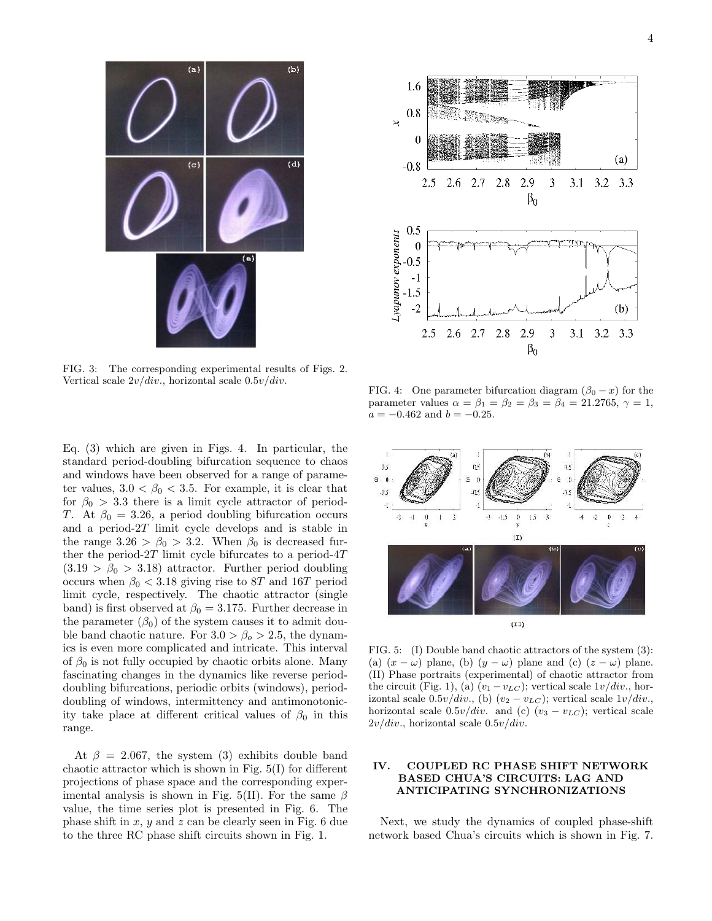FIG. 3: The corresponding experimental results of Figs. 2. Vertical scale $2v/div.$, horizontal scale $0.5v/div$.

FIG. 4: One parameter bifurcation diagram ($\beta_0 - x$) for the parameter values $\alpha = \beta_1 = \beta_2 = \beta_3 = \beta_4 = 21.2765$, $\gamma = 1$, $a = -0.462$ and $b = -0.25$.

Eq. (3) which are given in Figs. 4. In particular, the standard period-doubling bifurcation sequence to chaos and windows have been observed for a range of parameter values, $3.0 < \beta_0 < 3.5$. For example, it is clear that for $\beta_0 > 3.3$ there is a limit cycle attractor of period-$T$. At $\beta_0 = 3.26$, a period doubling bifurcation occurs and a period-$2T$ limit cycle develops and is stable in the range $3.26 > \beta_0 > 3.2$. When $\beta_0$ is decreased further the period-$2T$ limit cycle bifurcates to a period-$4T$ ($3.19 > \beta_0 > 3.18$) attractor. Further period doubling occurs when $\beta_0 < 3.18$ giving rise to $8T$ and $16T$ period limit cycle, respectively. The chaotic attractor (single band) is first observed at $\beta_0 = 3.175$. Further decrease in the parameter ($\beta_0$) of the system causes it to admit double band chaotic nature. For $3.0 > \beta_o > 2.5$, the dynamics is even more complicated and intricate. This interval of $\beta_0$ is not fully occupied by chaotic orbits alone. Many fascinating changes in the dynamics like reverse period-doubling bifurcations, periodic orbits (windows), period-doubling of windows, intermittency and antimonotonicity take place at different critical values of $\beta_0$ in this range.

At $\beta = 2.067$, the system (3) exhibits double band chaotic attractor which is shown in Fig. 5(I) for different projections of phase space and the corresponding experimental analysis is shown in Fig. 5(II). For the same $\beta$ value, the time series plot is presented in Fig. 6. The phase shift in $x$, $y$ and $z$ can be clearly seen in Fig. 6 due to the three RC phase shift circuits shown in Fig. 1.

FIG. 5: (I) Double band chaotic attractors of the system (3): (a) $(x - \omega)$ plane, (b) $(y - \omega)$ plane and (c) $(z - \omega)$ plane. (II) Phase portraits (experimental) of chaotic attractor from the circuit (Fig. 1), (a) $(v_1 - v_{LC})$; vertical scale $1v/div.$, horizontal scale $0.5v/div.$, (b) $(v_2 - v_{LC})$; vertical scale $1v/div.$, horizontal scale $0.5v/div.$ and (c) $(v_3 - v_{LC})$; vertical scale $2v/div.$, horizontal scale $0.5v/div$.

## IV. COUPLED RC PHASE SHIFT NETWORK BASED CHUA'S CIRCUITS: LAG AND ANTICIPATING SYNCHRONIZATIONS

Next, we study the dynamics of coupled phase-shift network based Chua's circuits which is shown in Fig. 7.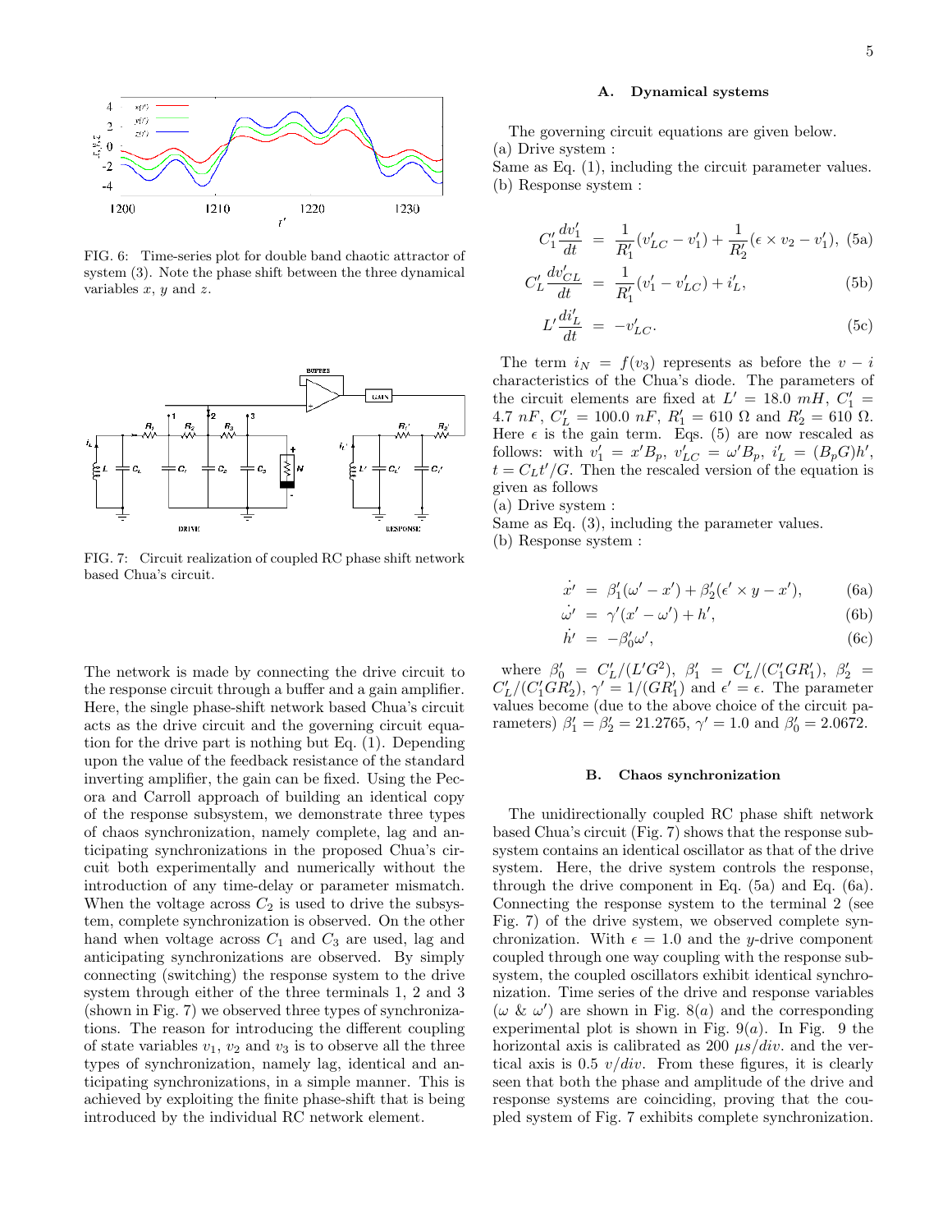FIG. 6: Time-series plot for double band chaotic attractor of system (3). Note the phase shift between the three dynamical variables $x$, $y$ and $z$.

FIG. 7: Circuit realization of coupled RC phase shift network based Chua's circuit.

The network is made by connecting the drive circuit to the response circuit through a buffer and a gain amplifier. Here, the single phase-shift network based Chua's circuit acts as the drive circuit and the governing circuit equation for the drive part is nothing but Eq. (1). Depending upon the value of the feedback resistance of the standard inverting amplifier, the gain can be fixed. Using the Pecora and Carroll approach of building an identical copy of the response subsystem, we demonstrate three types of chaos synchronization, namely complete, lag and anticipating synchronizations in the proposed Chua's circuit both experimentally and numerically without the introduction of any time-delay or parameter mismatch. When the voltage across $C_2$ is used to drive the subsystem, complete synchronization is observed. On the other hand when voltage across $C_1$ and $C_3$ are used, lag and anticipating synchronizations are observed. By simply connecting (switching) the response system to the drive system through either of the three terminals 1, 2 and 3 (shown in Fig. 7) we observed three types of synchronizations. The reason for introducing the different coupling of state variables $v_1$, $v_2$ and $v_3$ is to observe all the three types of synchronization, namely lag, identical and anticipating synchronizations, in a simple manner. This is achieved by exploiting the finite phase-shift that is being introduced by the individual RC network element.

### A. Dynamical systems

The governing circuit equations are given below.
(a) Drive system :
Same as Eq. (1), including the circuit parameter values.
(b) Response system :

$$C'_1 \frac{dv'_1}{dt} = \frac{1}{R'_1}(v'_{LC} - v'_1) + \frac{1}{R'_2}(\epsilon \times v_2 - v'_1), \quad (5a)$$

$$C'_L \frac{dv'_{CL}}{dt} = \frac{1}{R'_1}(v'_1 - v'_{LC}) + i'_L, \quad (5b)$$

$$L' \frac{di'_L}{dt} = -v'_{LC}. \quad (5c)$$

The term $i_N = f(v_3)$ represents as before the $v-i$ characteristics of the Chua's diode. The parameters of the circuit elements are fixed at $L' = 18.0\ mH$, $C'_1 = 4.7\ nF$, $C'_L = 100.0\ nF$, $R'_1 = 610\ \Omega$ and $R'_2 = 610\ \Omega$. Here $\epsilon$ is the gain term. Eqs. (5) are now rescaled as follows: with $v'_1 = x'B_p$, $v'_{LC} = \omega' B_p$, $i'_L = (B_pG)h'$, $t = C_L t'/G$. Then the rescaled version of the equation is given as follows
(a) Drive system :
Same as Eq. (3), including the parameter values.
(b) Response system :

$$\dot{x'} = \beta'_1(\omega' - x') + \beta'_2(\epsilon' \times y - x'), \quad (6a)$$

$$\dot{\omega'} = \gamma'(x' - \omega') + h', \quad (6b)$$

$$\dot{h'} = -\beta'_0 \omega', \quad (6c)$$

where $\beta'_0 = C'_L/(L'G^2)$, $\beta'_1 = C'_L/(C'_1 G R'_1)$, $\beta'_2 = C'_L/(C'_1 G R'_2)$, $\gamma' = 1/(GR'_1)$ and $\epsilon' = \epsilon$. The parameter values become (due to the above choice of the circuit parameters) $\beta'_1 = \beta'_2 = 21.2765$, $\gamma' = 1.0$ and $\beta'_0 = 2.0672$.

### B. Chaos synchronization

The unidirectionally coupled RC phase shift network based Chua's circuit (Fig. 7) shows that the response subsystem contains an identical oscillator as that of the drive system. Here, the drive system controls the response, through the drive component in Eq. (5a) and Eq. (6a). Connecting the response system to the terminal 2 (see Fig. 7) of the drive system, we observed complete synchronization. With $\epsilon = 1.0$ and the $y$-drive component coupled through one way coupling with the response subsystem, the coupled oscillators exhibit identical synchronization. Time series of the drive and response variables ($\omega$ & $\omega'$) are shown in Fig. 8($a$) and the corresponding experimental plot is shown in Fig. 9($a$). In Fig. 9 the horizontal axis is calibrated as 200 $\mu s/div.$ and the vertical axis is 0.5 $v/div.$ From these figures, it is clearly seen that both the phase and amplitude of the drive and response systems are coinciding, proving that the coupled system of Fig. 7 exhibits complete synchronization.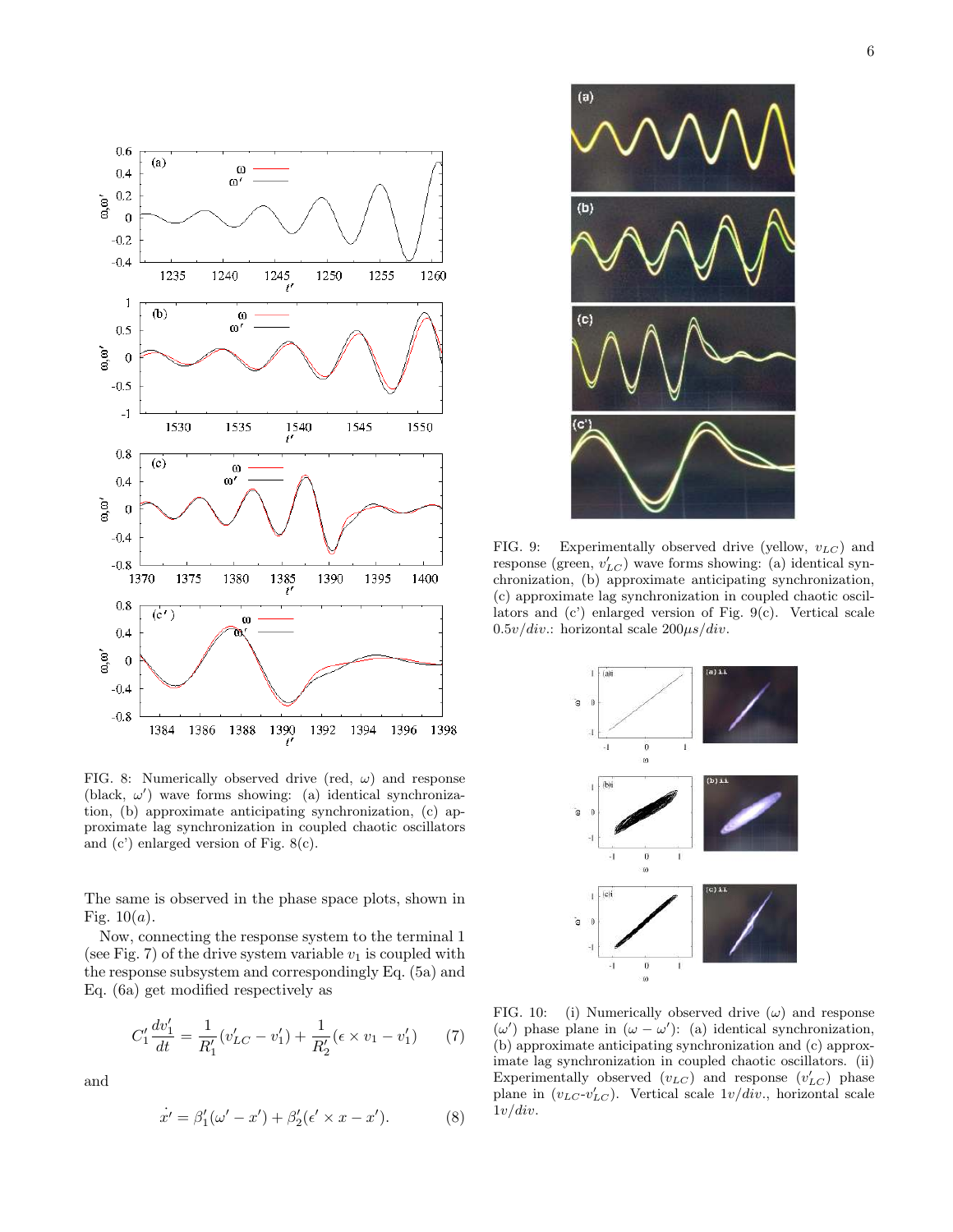FIG. 8: Numerically observed drive (red, $\omega$) and response (black, $\omega'$) wave forms showing: (a) identical synchronization, (b) approximate anticipating synchronization, (c) approximate lag synchronization in coupled chaotic oscillators and (c') enlarged version of Fig. 8(c).

The same is observed in the phase space plots, shown in Fig. 10($a$).

Now, connecting the response system to the terminal 1 (see Fig. 7) of the drive system variable $v_1$ is coupled with the response subsystem and correspondingly Eq. (5a) and Eq. (6a) get modified respectively as

$$C_1' \frac{dv_1'}{dt} = \frac{1}{R_1'}(v_{LC}' - v_1') + \frac{1}{R_2'}(\epsilon \times v_1 - v_1') \qquad (7)$$

and

$$\dot{x'} = \beta_1'(\omega' - x') + \beta_2'(\epsilon' \times x - x'). \qquad (8)$$

FIG. 9: Experimentally observed drive (yellow, $v_{LC}$) and response (green, $v_{LC}'$) wave forms showing: (a) identical synchronization, (b) approximate anticipating synchronization, (c) approximate lag synchronization in coupled chaotic oscillators and (c') enlarged version of Fig. 9(c). Vertical scale $0.5v/div.$: horizontal scale $200\mu s/div$.

FIG. 10: (i) Numerically observed drive ($\omega$) and response ($\omega'$) phase plane in ($\omega - \omega'$): (a) identical synchronization, (b) approximate anticipating synchronization and (c) approximate lag synchronization in coupled chaotic oscillators. (ii) Experimentally observed ($v_{LC}$) and response ($v_{LC}'$) phase plane in ($v_{LC}$-$v_{LC}'$). Vertical scale $1v/div.$, horizontal scale $1v/div$.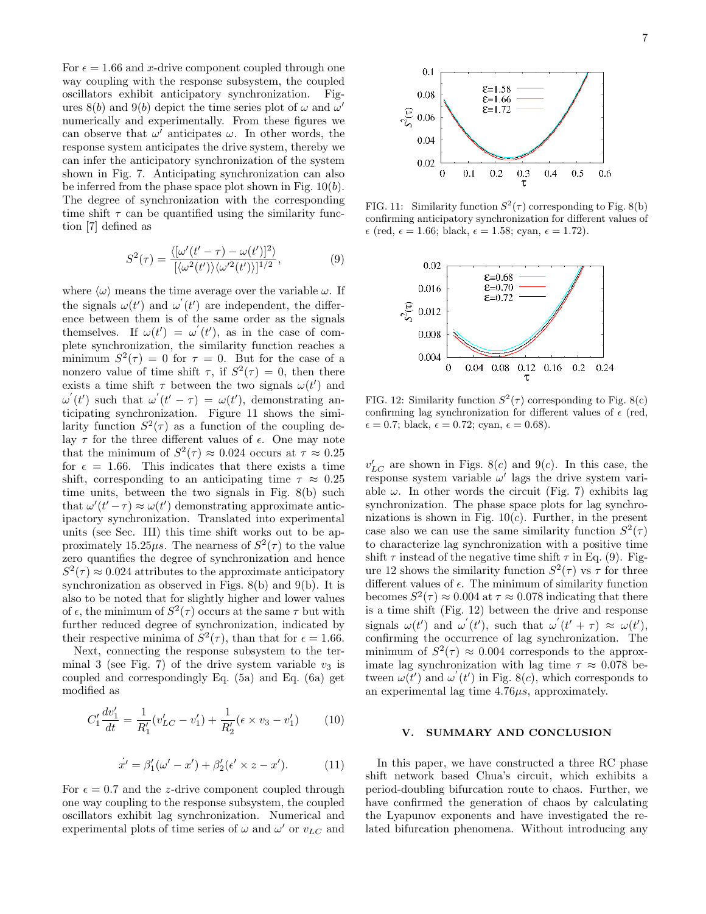For $\epsilon = 1.66$ and $x$-drive component coupled through one way coupling with the response subsystem, the coupled oscillators exhibit anticipatory synchronization. Figures 8($b$) and 9($b$) depict the time series plot of $\omega$ and $\omega'$ numerically and experimentally. From these figures we can observe that $\omega'$ anticipates $\omega$. In other words, the response system anticipates the drive system, thereby we can infer the anticipatory synchronization of the system shown in Fig. 7. Anticipating synchronization can also be inferred from the phase space plot shown in Fig. 10($b$). The degree of synchronization with the corresponding time shift $\tau$ can be quantified using the similarity function [7] defined as

$$S^2(\tau) = \frac{\langle[\omega'(t'-\tau) - \omega(t')]^2\rangle}{[\langle\omega^2(t')\rangle\langle\omega'^2(t')\rangle]^{1/2}}, \qquad (9)$$

where $\langle\omega\rangle$ means the time average over the variable $\omega$. If the signals $\omega(t')$ and $\omega'(t')$ are independent, the difference between them is of the same order as the signals themselves. If $\omega(t') = \omega'(t')$, as in the case of complete synchronization, the similarity function reaches a minimum $S^2(\tau) = 0$ for $\tau = 0$. But for the case of a nonzero value of time shift $\tau$, if $S^2(\tau) = 0$, then there exists a time shift $\tau$ between the two signals $\omega(t')$ and $\omega'(t')$ such that $\omega'(t'-\tau) = \omega(t')$, demonstrating anticipating synchronization. Figure 11 shows the similarity function $S^2(\tau)$ as a function of the coupling delay $\tau$ for the three different values of $\epsilon$. One may note that the minimum of $S^2(\tau) \approx 0.024$ occurs at $\tau \approx 0.25$ for $\epsilon = 1.66$. This indicates that there exists a time shift, corresponding to an anticipating time $\tau \approx 0.25$ time units, between the two signals in Fig. 8(b) such that $\omega'(t'-\tau) \approx \omega(t')$ demonstrating approximate anticipactory synchronization. Translated into experimental units (see Sec. III) this time shift works out to be approximately 15.25$\mu s$. The nearness of $S^2(\tau)$ to the value zero quantifies the degree of synchronization and hence $S^2(\tau) \approx 0.024$ attributes to the approximate anticipatory synchronization as observed in Figs. 8(b) and 9(b). It is also to be noted that for slightly higher and lower values of $\epsilon$, the minimum of $S^2(\tau)$ occurs at the same $\tau$ but with further reduced degree of synchronization, indicated by their respective minima of $S^2(\tau)$, than that for $\epsilon = 1.66$.

Next, connecting the response subsystem to the terminal 3 (see Fig. 7) of the drive system variable $v_3$ is coupled and correspondingly Eq. (5a) and Eq. (6a) get modified as

$$C'_1\frac{dv'_1}{dt} = \frac{1}{R'_1}(v'_{LC} - v'_1) + \frac{1}{R'_2}(\epsilon \times v_3 - v'_1) \qquad (10)$$

$$\dot{x}' = \beta'_1(\omega' - x') + \beta'_2(\epsilon' \times z - x'). \qquad (11)$$

For $\epsilon = 0.7$ and the $z$-drive component coupled through one way coupling to the response subsystem, the coupled oscillators exhibit lag synchronization. Numerical and experimental plots of time series of $\omega$ and $\omega'$ or $v_{LC}$ and $v'_{LC}$ are shown in Figs. 8($c$) and 9($c$). In this case, the response system variable $\omega'$ lags the drive system variable $\omega$. In other words the circuit (Fig. 7) exhibits lag synchronization. The phase space plots for lag synchronizations is shown in Fig. 10($c$). Further, in the present case also we can use the same similarity function $S^2(\tau)$ to characterize lag synchronization with a positive time shift $\tau$ instead of the negative time shift $\tau$ in Eq. (9). Figure 12 shows the similarity function $S^2(\tau)$ vs $\tau$ for three different values of $\epsilon$. The minimum of similarity function becomes $S^2(\tau) \approx 0.004$ at $\tau \approx 0.078$ indicating that there is a time shift (Fig. 12) between the drive and response signals $\omega(t')$ and $\omega'(t')$, such that $\omega'(t'+\tau) \approx \omega(t')$, confirming the occurrence of lag synchronization. The minimum of $S^2(\tau) \approx 0.004$ corresponds to the approximate lag synchronization with lag time $\tau \approx 0.078$ between $\omega(t')$ and $\omega'(t')$ in Fig. 8($c$), which corresponds to an experimental lag time 4.76$\mu s$, approximately.

FIG. 11: Similarity function $S^2(\tau)$ corresponding to Fig. 8(b) confirming anticipatory synchronization for different values of $\epsilon$ (red, $\epsilon = 1.66$; black, $\epsilon = 1.58$; cyan, $\epsilon = 1.72$).

FIG. 12: Similarity function $S^2(\tau)$ corresponding to Fig. 8(c) confirming lag synchronization for different values of $\epsilon$ (red, $\epsilon = 0.7$; black, $\epsilon = 0.72$; cyan, $\epsilon = 0.68$).

## V. SUMMARY AND CONCLUSION

In this paper, we have constructed a three RC phase shift network based Chua's circuit, which exhibits a period-doubling bifurcation route to chaos. Further, we have confirmed the generation of chaos by calculating the Lyapunov exponents and have investigated the related bifurcation phenomena. Without introducing any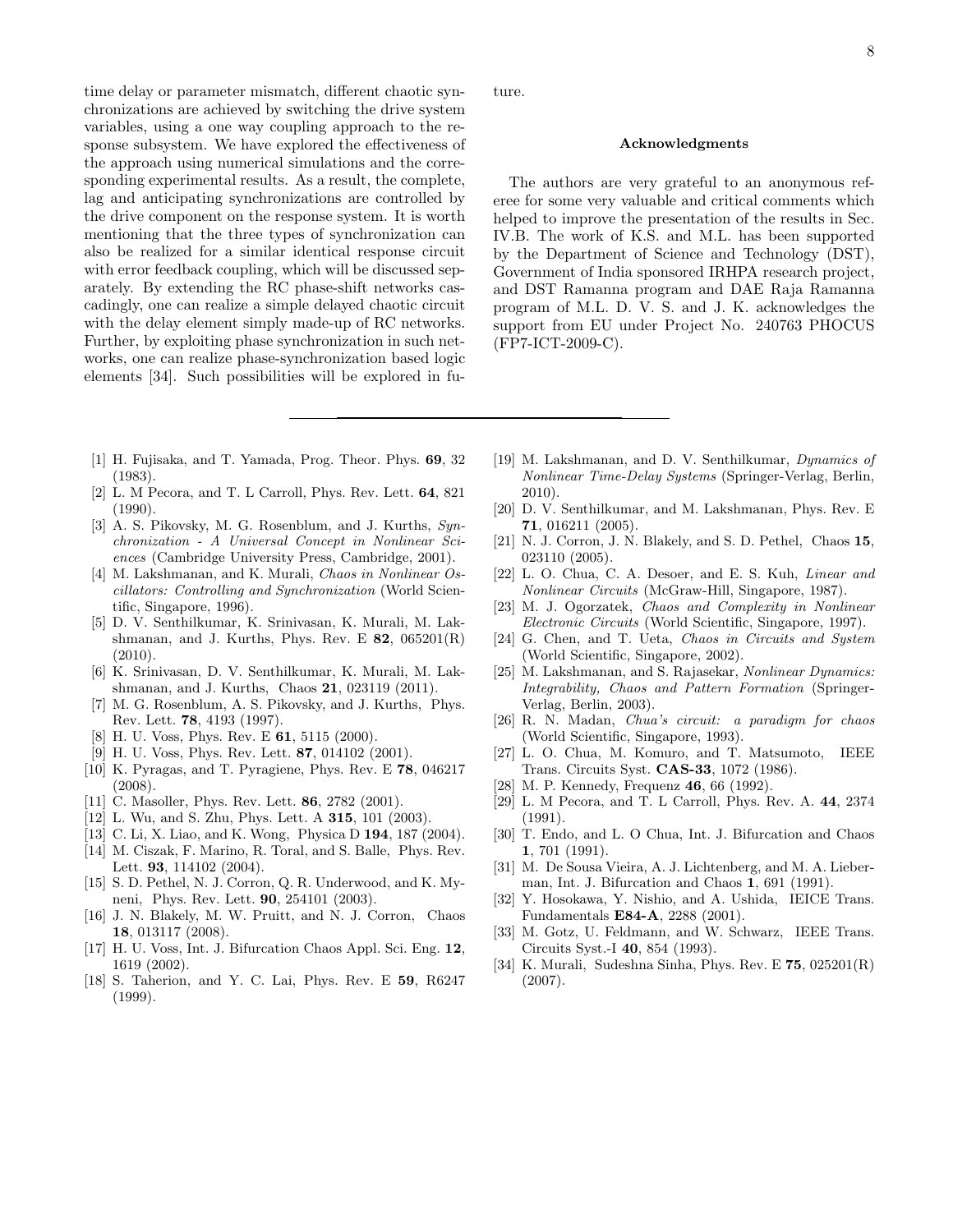time delay or parameter mismatch, different chaotic synchronizations are achieved by switching the drive system variables, using a one way coupling approach to the response subsystem. We have explored the effectiveness of the approach using numerical simulations and the corresponding experimental results. As a result, the complete, lag and anticipating synchronizations are controlled by the drive component on the response system. It is worth mentioning that the three types of synchronization can also be realized for a similar identical response circuit with error feedback coupling, which will be discussed separately. By extending the RC phase-shift networks cascadingly, one can realize a simple delayed chaotic circuit with the delay element simply made-up of RC networks. Further, by exploiting phase synchronization in such networks, one can realize phase-synchronization based logic elements [34]. Such possibilities will be explored in future.

### Acknowledgments

The authors are very grateful to an anonymous referee for some very valuable and critical comments which helped to improve the presentation of the results in Sec. IV.B. The work of K.S. and M.L. has been supported by the Department of Science and Technology (DST), Government of India sponsored IRHPA research project, and DST Ramanna program and DAE Raja Ramanna program of M.L. D. V. S. and J. K. acknowledges the support from EU under Project No. 240763 PHOCUS (FP7-ICT-2009-C).

---

[1] H. Fujisaka, and T. Yamada, Prog. Theor. Phys. **69**, 32 (1983).
[2] L. M Pecora, and T. L Carroll, Phys. Rev. Lett. **64**, 821 (1990).
[3] A. S. Pikovsky, M. G. Rosenblum, and J. Kurths, *Synchronization - A Universal Concept in Nonlinear Sciences* (Cambridge University Press, Cambridge, 2001).
[4] M. Lakshmanan, and K. Murali, *Chaos in Nonlinear Oscillators: Controlling and Synchronization* (World Scientific, Singapore, 1996).
[5] D. V. Senthilkumar, K. Srinivasan, K. Murali, M. Lakshmanan, and J. Kurths, Phys. Rev. E **82**, 065201(R) (2010).
[6] K. Srinivasan, D. V. Senthilkumar, K. Murali, M. Lakshmanan, and J. Kurths, Chaos **21**, 023119 (2011).
[7] M. G. Rosenblum, A. S. Pikovsky, and J. Kurths, Phys. Rev. Lett. **78**, 4193 (1997).
[8] H. U. Voss, Phys. Rev. E **61**, 5115 (2000).
[9] H. U. Voss, Phys. Rev. Lett. **87**, 014102 (2001).
[10] K. Pyragas, and T. Pyragiene, Phys. Rev. E **78**, 046217 (2008).
[11] C. Masoller, Phys. Rev. Lett. **86**, 2782 (2001).
[12] L. Wu, and S. Zhu, Phys. Lett. A **315**, 101 (2003).
[13] C. Li, X. Liao, and K. Wong, Physica D **194**, 187 (2004).
[14] M. Ciszak, F. Marino, R. Toral, and S. Balle, Phys. Rev. Lett. **93**, 114102 (2004).
[15] S. D. Pethel, N. J. Corron, Q. R. Underwood, and K. Myneni, Phys. Rev. Lett. **90**, 254101 (2003).
[16] J. N. Blakely, M. W. Pruitt, and N. J. Corron, Chaos **18**, 013117 (2008).
[17] H. U. Voss, Int. J. Bifurcation Chaos Appl. Sci. Eng. **12**, 1619 (2002).
[18] S. Taherion, and Y. C. Lai, Phys. Rev. E **59**, R6247 (1999).
[19] M. Lakshmanan, and D. V. Senthilkumar, *Dynamics of Nonlinear Time-Delay Systems* (Springer-Verlag, Berlin, 2010).
[20] D. V. Senthilkumar, and M. Lakshmanan, Phys. Rev. E **71**, 016211 (2005).
[21] N. J. Corron, J. N. Blakely, and S. D. Pethel, Chaos **15**, 023110 (2005).
[22] L. O. Chua, C. A. Desoer, and E. S. Kuh, *Linear and Nonlinear Circuits* (McGraw-Hill, Singapore, 1987).
[23] M. J. Ogorzatek, *Chaos and Complexity in Nonlinear Electronic Circuits* (World Scientific, Singapore, 1997).
[24] G. Chen, and T. Ueta, *Chaos in Circuits and System* (World Scientific, Singapore, 2002).
[25] M. Lakshmanan, and S. Rajasekar, *Nonlinear Dynamics: Integrability, Chaos and Pattern Formation* (Springer-Verlag, Berlin, 2003).
[26] R. N. Madan, *Chua's circuit: a paradigm for chaos* (World Scientific, Singapore, 1993).
[27] L. O. Chua, M. Komuro, and T. Matsumoto, IEEE Trans. Circuits Syst. **CAS-33**, 1072 (1986).
[28] M. P. Kennedy, Frequenz **46**, 66 (1992).
[29] L. M Pecora, and T. L Carroll, Phys. Rev. A. **44**, 2374 (1991).
[30] T. Endo, and L. O Chua, Int. J. Bifurcation and Chaos **1**, 701 (1991).
[31] M. De Sousa Vieira, A. J. Lichtenberg, and M. A. Lieberman, Int. J. Bifurcation and Chaos **1**, 691 (1991).
[32] Y. Hosokawa, Y. Nishio, and A. Ushida, IEICE Trans. Fundamentals **E84-A**, 2288 (2001).
[33] M. Gotz, U. Feldmann, and W. Schwarz, IEEE Trans. Circuits Syst.-I **40**, 854 (1993).
[34] K. Murali, Sudeshna Sinha, Phys. Rev. E **75**, 025201(R) (2007).